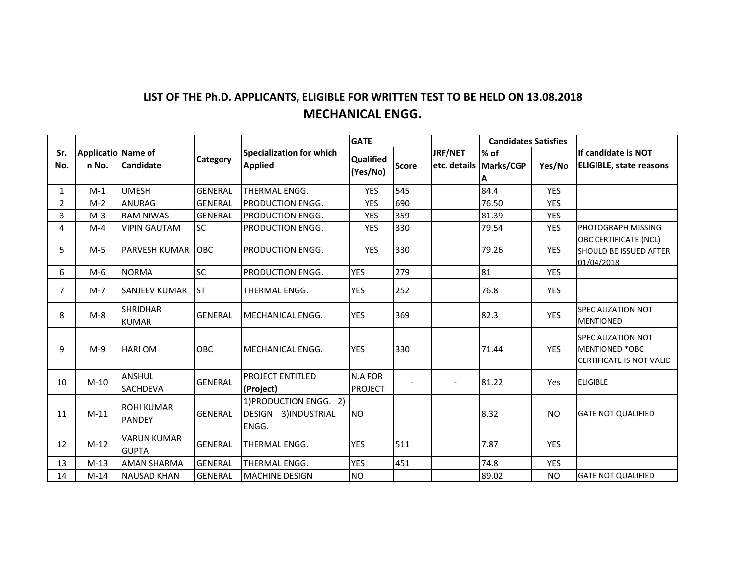## LIST OF THE Ph.D. APPLICANTS, ELIGIBLE FOR WRITTEN TEST TO BE HELD ON 13.08.2018

## MECHANICAL ENGG.

| Sr. No. | Application No. | Name of Candidate | Category | Specialization for which Applied | GATE | | JRF/NET etc. details | Candidates Satisfies | | If candidate is NOT ELIGIBLE, state reasons |
|---|---|---|---|---|---|---|---|---|---|---|
| | | | | | Qualified (Yes/No) | Score | | % of Marks/CGPA | Yes/No | |
| 1 | M-1 | UMESH | GENERAL | THERMAL ENGG. | YES | 545 | | 84.4 | YES | |
| 2 | M-2 | ANURAG | GENERAL | PRODUCTION ENGG. | YES | 690 | | 76.50 | YES | |
| 3 | M-3 | RAM NIWAS | GENERAL | PRODUCTION ENGG. | YES | 359 | | 81.39 | YES | |
| 4 | M-4 | VIPIN GAUTAM | SC | PRODUCTION ENGG. | YES | 330 | | 79.54 | YES | PHOTOGRAPH MISSING |
| 5 | M-5 | PARVESH KUMAR | OBC | PRODUCTION ENGG. | YES | 330 | | 79.26 | YES | OBC CERTIFICATE (NCL) SHOULD BE ISSUED AFTER 01/04/2018 |
| 6 | M-6 | NORMA | SC | PRODUCTION ENGG. | YES | 279 | | 81 | YES | |
| 7 | M-7 | SANJEEV KUMAR | ST | THERMAL ENGG. | YES | 252 | | 76.8 | YES | |
| 8 | M-8 | SHRIDHAR KUMAR | GENERAL | MECHANICAL ENGG. | YES | 369 | | 82.3 | YES | SPECIALIZATION NOT MENTIONED |
| 9 | M-9 | HARI OM | OBC | MECHANICAL ENGG. | YES | 330 | | 71.44 | YES | SPECIALIZATION NOT MENTIONED *OBC CERTIFICATE IS NOT VALID |
| 10 | M-10 | ANSHUL SACHDEVA | GENERAL | PROJECT ENTITLED **(Project)** | N.A FOR PROJECT | - | - | 81.22 | Yes | ELIGIBLE |
| 11 | M-11 | ROHI KUMAR PANDEY | GENERAL | 1)PRODUCTION ENGG. 2) DESIGN 3)INDUSTRIAL ENGG. | NO | | | 8.32 | NO | GATE NOT QUALIFIED |
| 12 | M-12 | VARUN KUMAR GUPTA | GENERAL | THERMAL ENGG. | YES | 511 | | 7.87 | YES | |
| 13 | M-13 | AMAN SHARMA | GENERAL | THERMAL ENGG. | YES | 451 | | 74.8 | YES | |
| 14 | M-14 | NAUSAD KHAN | GENERAL | MACHINE DESIGN | NO | | | 89.02 | NO | GATE NOT QUALIFIED |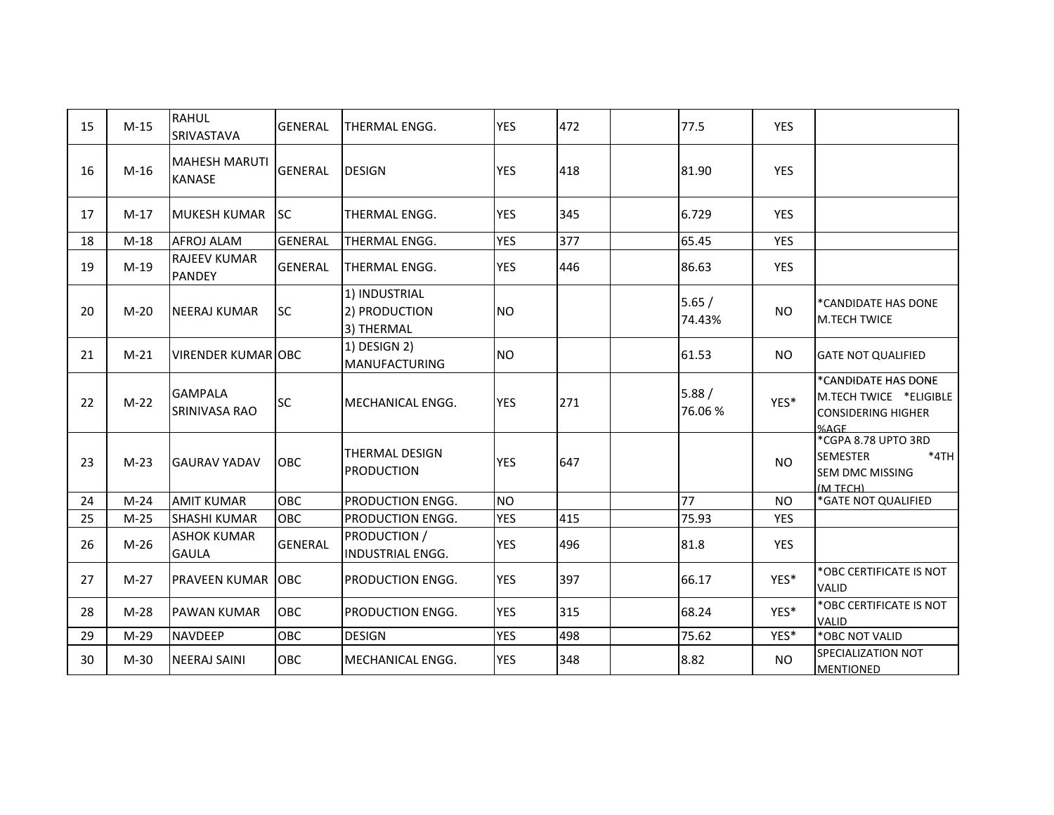| | | | | | | | | | | |
|---|---|---|---|---|---|---|---|---|---|---|
| 15 | M-15 | RAHUL SRIVASTAVA | GENERAL | THERMAL ENGG. | YES | 472 | | 77.5 | YES | |
| 16 | M-16 | MAHESH MARUTI KANASE | GENERAL | DESIGN | YES | 418 | | 81.90 | YES | |
| 17 | M-17 | MUKESH KUMAR | SC | THERMAL ENGG. | YES | 345 | | 6.729 | YES | |
| 18 | M-18 | AFROJ ALAM | GENERAL | THERMAL ENGG. | YES | 377 | | 65.45 | YES | |
| 19 | M-19 | RAJEEV KUMAR PANDEY | GENERAL | THERMAL ENGG. | YES | 446 | | 86.63 | YES | |
| 20 | M-20 | NEERAJ KUMAR | SC | 1) INDUSTRIAL 2) PRODUCTION 3) THERMAL | NO | | | 5.65 / 74.43% | NO | *CANDIDATE HAS DONE M.TECH TWICE |
| 21 | M-21 | VIRENDER KUMAR | OBC | 1) DESIGN 2) MANUFACTURING | NO | | | 61.53 | NO | GATE NOT QUALIFIED |
| 22 | M-22 | GAMPALA SRINIVASA RAO | SC | MECHANICAL ENGG. | YES | 271 | | 5.88 / 76.06 % | YES* | *CANDIDATE HAS DONE M.TECH TWICE *ELIGIBLE CONSIDERING HIGHER %AGE |
| 23 | M-23 | GAURAV YADAV | OBC | THERMAL DESIGN PRODUCTION | YES | 647 | | | NO | *CGPA 8.78 UPTO 3RD SEMESTER *4TH SEM DMC MISSING (M.TECH) |
| 24 | M-24 | AMIT KUMAR | OBC | PRODUCTION ENGG. | NO | | | 77 | NO | *GATE NOT QUALIFIED |
| 25 | M-25 | SHASHI KUMAR | OBC | PRODUCTION ENGG. | YES | 415 | | 75.93 | YES | |
| 26 | M-26 | ASHOK KUMAR GAULA | GENERAL | PRODUCTION / INDUSTRIAL ENGG. | YES | 496 | | 81.8 | YES | |
| 27 | M-27 | PRAVEEN KUMAR | OBC | PRODUCTION ENGG. | YES | 397 | | 66.17 | YES* | *OBC CERTIFICATE IS NOT VALID |
| 28 | M-28 | PAWAN KUMAR | OBC | PRODUCTION ENGG. | YES | 315 | | 68.24 | YES* | *OBC CERTIFICATE IS NOT VALID |
| 29 | M-29 | NAVDEEP | OBC | DESIGN | YES | 498 | | 75.62 | YES* | *OBC NOT VALID |
| 30 | M-30 | NEERAJ SAINI | OBC | MECHANICAL ENGG. | YES | 348 | | 8.82 | NO | SPECIALIZATION NOT MENTIONED |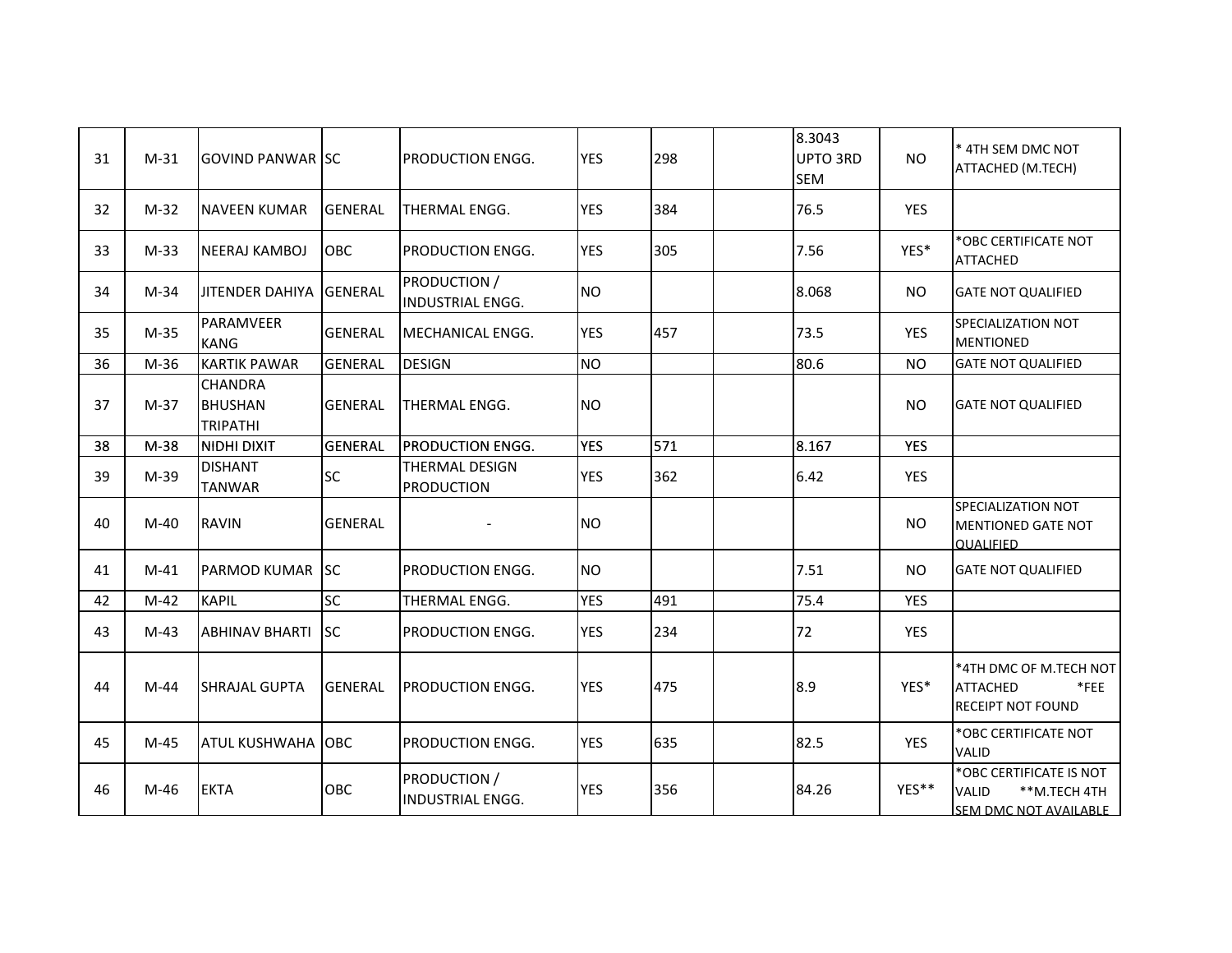|  |  |  |  |  |  |  |  |  |  |  |
|---|---|---|---|---|---|---|---|---|---|---|
| 31 | M-31 | GOVIND PANWAR | SC | PRODUCTION ENGG. | YES | 298 |  | 8.3043 UPTO 3RD SEM | NO | * 4TH SEM DMC NOT ATTACHED (M.TECH) |
| 32 | M-32 | NAVEEN KUMAR | GENERAL | THERMAL ENGG. | YES | 384 |  | 76.5 | YES |  |
| 33 | M-33 | NEERAJ KAMBOJ | OBC | PRODUCTION ENGG. | YES | 305 |  | 7.56 | YES* | *OBC CERTIFICATE NOT ATTACHED |
| 34 | M-34 | JITENDER DAHIYA | GENERAL | PRODUCTION / INDUSTRIAL ENGG. | NO |  |  | 8.068 | NO | GATE NOT QUALIFIED |
| 35 | M-35 | PARAMVEER KANG | GENERAL | MECHANICAL ENGG. | YES | 457 |  | 73.5 | YES | SPECIALIZATION NOT MENTIONED |
| 36 | M-36 | KARTIK PAWAR | GENERAL | DESIGN | NO |  |  | 80.6 | NO | GATE NOT QUALIFIED |
| 37 | M-37 | CHANDRA BHUSHAN TRIPATHI | GENERAL | THERMAL ENGG. | NO |  |  |  | NO | GATE NOT QUALIFIED |
| 38 | M-38 | NIDHI DIXIT | GENERAL | PRODUCTION ENGG. | YES | 571 |  | 8.167 | YES |  |
| 39 | M-39 | DISHANT TANWAR | SC | THERMAL DESIGN PRODUCTION | YES | 362 |  | 6.42 | YES |  |
| 40 | M-40 | RAVIN | GENERAL | - | NO |  |  |  | NO | SPECIALIZATION NOT MENTIONED GATE NOT QUALIFIED |
| 41 | M-41 | PARMOD KUMAR | SC | PRODUCTION ENGG. | NO |  |  | 7.51 | NO | GATE NOT QUALIFIED |
| 42 | M-42 | KAPIL | SC | THERMAL ENGG. | YES | 491 |  | 75.4 | YES |  |
| 43 | M-43 | ABHINAV BHARTI | SC | PRODUCTION ENGG. | YES | 234 |  | 72 | YES |  |
| 44 | M-44 | SHRAJAL GUPTA | GENERAL | PRODUCTION ENGG. | YES | 475 |  | 8.9 | YES* | *4TH DMC OF M.TECH NOT ATTACHED *FEE RECEIPT NOT FOUND |
| 45 | M-45 | ATUL KUSHWAHA | OBC | PRODUCTION ENGG. | YES | 635 |  | 82.5 | YES | *OBC CERTIFICATE NOT VALID |
| 46 | M-46 | EKTA | OBC | PRODUCTION / INDUSTRIAL ENGG. | YES | 356 |  | 84.26 | YES** | *OBC CERTIFICATE IS NOT VALID **M.TECH 4TH SEM DMC NOT AVAILABLE |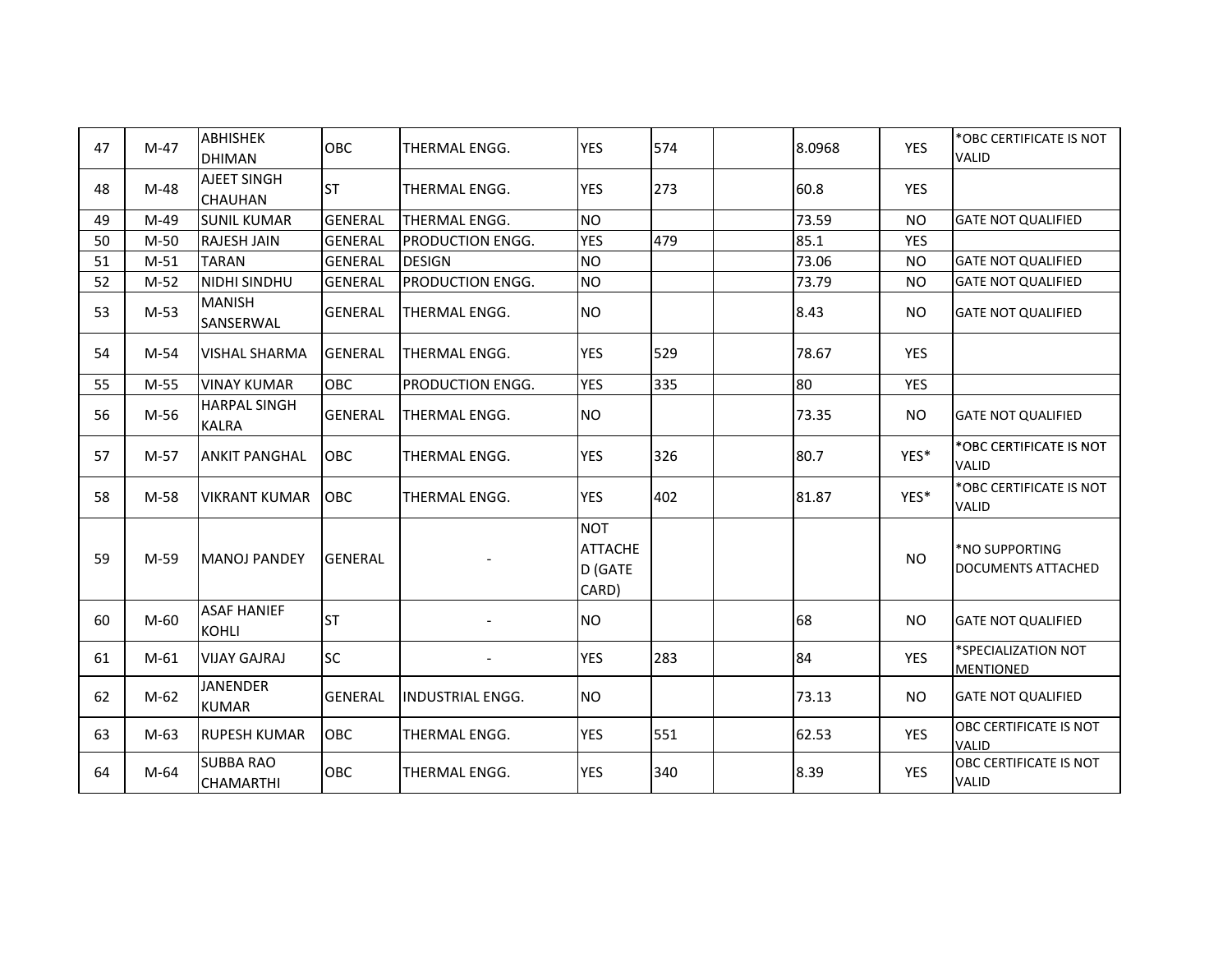| | | | | | | | | | | |
|---|---|---|---|---|---|---|---|---|---|---|
| 47 | M-47 | ABHISHEK DHIMAN | OBC | THERMAL ENGG. | YES | 574 | | 8.0968 | YES | *OBC CERTIFICATE IS NOT VALID |
| 48 | M-48 | AJEET SINGH CHAUHAN | ST | THERMAL ENGG. | YES | 273 | | 60.8 | YES | |
| 49 | M-49 | SUNIL KUMAR | GENERAL | THERMAL ENGG. | NO | | | 73.59 | NO | GATE NOT QUALIFIED |
| 50 | M-50 | RAJESH JAIN | GENERAL | PRODUCTION ENGG. | YES | 479 | | 85.1 | YES | |
| 51 | M-51 | TARAN | GENERAL | DESIGN | NO | | | 73.06 | NO | GATE NOT QUALIFIED |
| 52 | M-52 | NIDHI SINDHU | GENERAL | PRODUCTION ENGG. | NO | | | 73.79 | NO | GATE NOT QUALIFIED |
| 53 | M-53 | MANISH SANSERWAL | GENERAL | THERMAL ENGG. | NO | | | 8.43 | NO | GATE NOT QUALIFIED |
| 54 | M-54 | VISHAL SHARMA | GENERAL | THERMAL ENGG. | YES | 529 | | 78.67 | YES | |
| 55 | M-55 | VINAY KUMAR | OBC | PRODUCTION ENGG. | YES | 335 | | 80 | YES | |
| 56 | M-56 | HARPAL SINGH KALRA | GENERAL | THERMAL ENGG. | NO | | | 73.35 | NO | GATE NOT QUALIFIED |
| 57 | M-57 | ANKIT PANGHAL | OBC | THERMAL ENGG. | YES | 326 | | 80.7 | YES* | *OBC CERTIFICATE IS NOT VALID |
| 58 | M-58 | VIKRANT KUMAR | OBC | THERMAL ENGG. | YES | 402 | | 81.87 | YES* | *OBC CERTIFICATE IS NOT VALID |
| 59 | M-59 | MANOJ PANDEY | GENERAL | - | NOT ATTACHED (GATE CARD) | | | | NO | *NO SUPPORTING DOCUMENTS ATTACHED |
| 60 | M-60 | ASAF HANIEF KOHLI | ST | - | NO | | | 68 | NO | GATE NOT QUALIFIED |
| 61 | M-61 | VIJAY GAJRAJ | SC | - | YES | 283 | | 84 | YES | *SPECIALIZATION NOT MENTIONED |
| 62 | M-62 | JANENDER KUMAR | GENERAL | INDUSTRIAL ENGG. | NO | | | 73.13 | NO | GATE NOT QUALIFIED |
| 63 | M-63 | RUPESH KUMAR | OBC | THERMAL ENGG. | YES | 551 | | 62.53 | YES | OBC CERTIFICATE IS NOT VALID |
| 64 | M-64 | SUBBA RAO CHAMARTHI | OBC | THERMAL ENGG. | YES | 340 | | 8.39 | YES | OBC CERTIFICATE IS NOT VALID |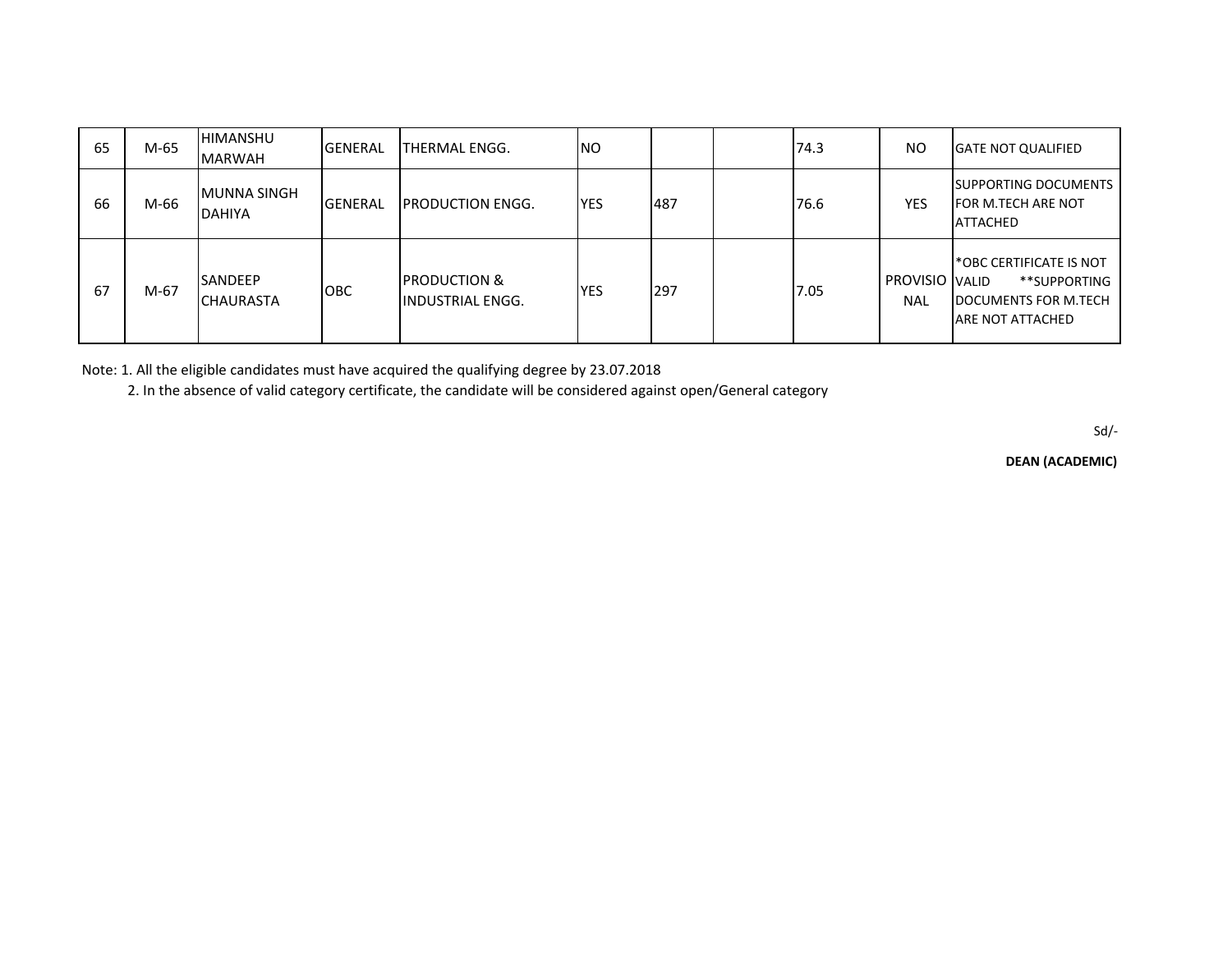| | | | | | | | | | | |
|---|---|---|---|---|---|---|---|---|---|---|
| 65 | M-65 | HIMANSHU MARWAH | GENERAL | THERMAL ENGG. | NO | | | 74.3 | NO | GATE NOT QUALIFIED |
| 66 | M-66 | MUNNA SINGH DAHIYA | GENERAL | PRODUCTION ENGG. | YES | 487 | | 76.6 | YES | SUPPORTING DOCUMENTS FOR M.TECH ARE NOT ATTACHED |
| 67 | M-67 | SANDEEP CHAURASTA | OBC | PRODUCTION & INDUSTRIAL ENGG. | YES | 297 | | 7.05 | PROVISIONAL | *OBC CERTIFICATE IS NOT VALID **SUPPORTING DOCUMENTS FOR M.TECH ARE NOT ATTACHED |

Note: 1. All the eligible candidates must have acquired the qualifying degree by 23.07.2018

2. In the absence of valid category certificate, the candidate will be considered against open/General category

Sd/-

**DEAN (ACADEMIC)**